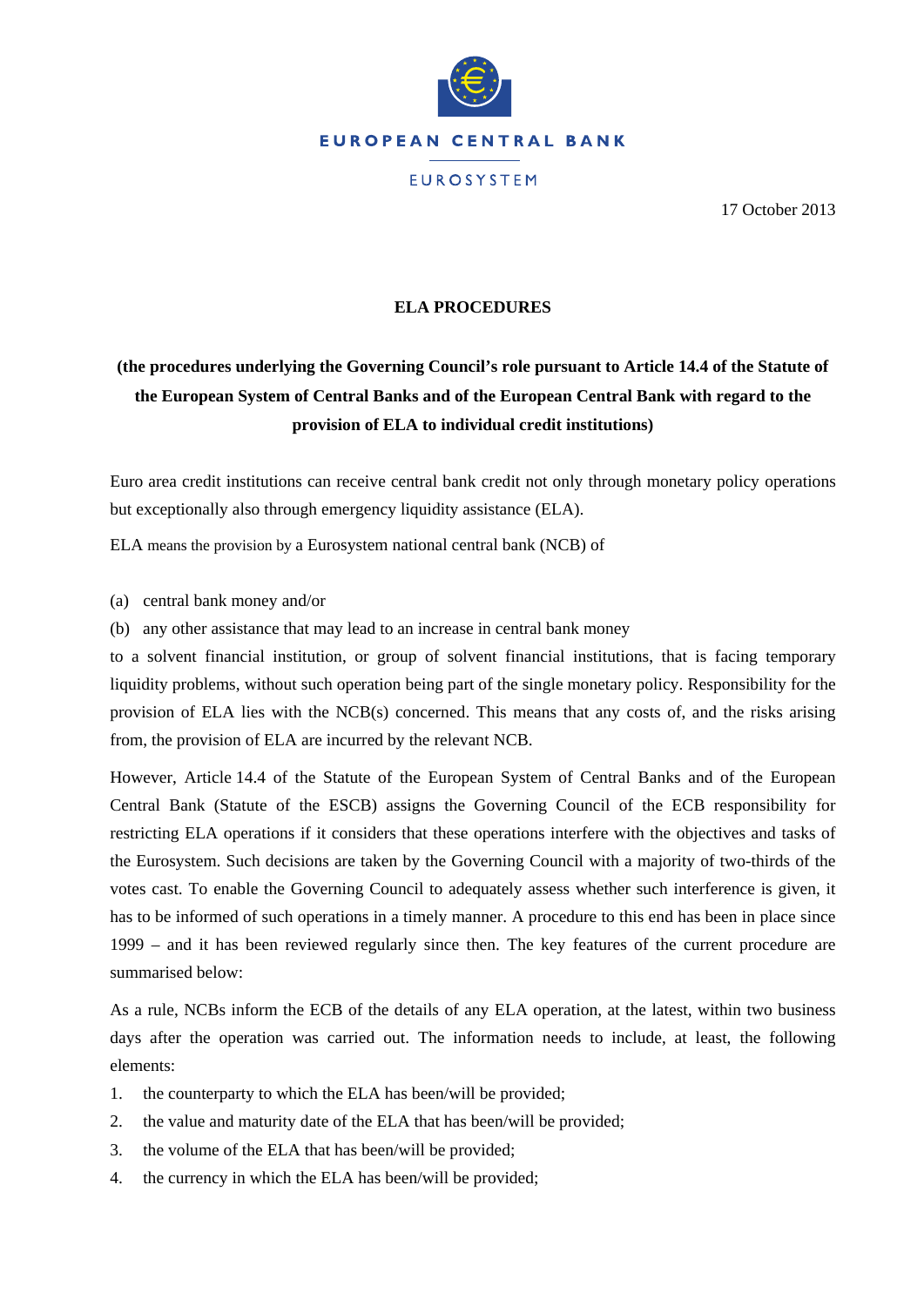EUROPEAN CENTRAL BANK

EUROSYSTEM

17 October 2013

# ELA PROCEDURES

**(the procedures underlying the Governing Council's role pursuant to Article 14.4 of the Statute of the European System of Central Banks and of the European Central Bank with regard to the provision of ELA to individual credit institutions)**

Euro area credit institutions can receive central bank credit not only through monetary policy operations but exceptionally also through emergency liquidity assistance (ELA).

ELA means the provision by a Eurosystem national central bank (NCB) of

(a) central bank money and/or

(b) any other assistance that may lead to an increase in central bank money

to a solvent financial institution, or group of solvent financial institutions, that is facing temporary liquidity problems, without such operation being part of the single monetary policy. Responsibility for the provision of ELA lies with the NCB(s) concerned. This means that any costs of, and the risks arising from, the provision of ELA are incurred by the relevant NCB.

However, Article 14.4 of the Statute of the European System of Central Banks and of the European Central Bank (Statute of the ESCB) assigns the Governing Council of the ECB responsibility for restricting ELA operations if it considers that these operations interfere with the objectives and tasks of the Eurosystem. Such decisions are taken by the Governing Council with a majority of two-thirds of the votes cast. To enable the Governing Council to adequately assess whether such interference is given, it has to be informed of such operations in a timely manner. A procedure to this end has been in place since 1999 – and it has been reviewed regularly since then. The key features of the current procedure are summarised below:

As a rule, NCBs inform the ECB of the details of any ELA operation, at the latest, within two business days after the operation was carried out. The information needs to include, at least, the following elements:

1. the counterparty to which the ELA has been/will be provided;
2. the value and maturity date of the ELA that has been/will be provided;
3. the volume of the ELA that has been/will be provided;
4. the currency in which the ELA has been/will be provided;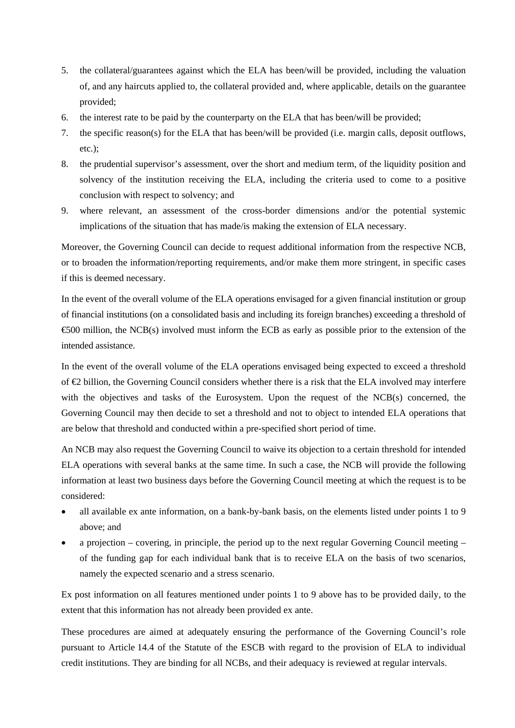5. the collateral/guarantees against which the ELA has been/will be provided, including the valuation of, and any haircuts applied to, the collateral provided and, where applicable, details on the guarantee provided;
6. the interest rate to be paid by the counterparty on the ELA that has been/will be provided;
7. the specific reason(s) for the ELA that has been/will be provided (i.e. margin calls, deposit outflows, etc.);
8. the prudential supervisor's assessment, over the short and medium term, of the liquidity position and solvency of the institution receiving the ELA, including the criteria used to come to a positive conclusion with respect to solvency; and
9. where relevant, an assessment of the cross-border dimensions and/or the potential systemic implications of the situation that has made/is making the extension of ELA necessary.

Moreover, the Governing Council can decide to request additional information from the respective NCB, or to broaden the information/reporting requirements, and/or make them more stringent, in specific cases if this is deemed necessary.

In the event of the overall volume of the ELA operations envisaged for a given financial institution or group of financial institutions (on a consolidated basis and including its foreign branches) exceeding a threshold of €500 million, the NCB(s) involved must inform the ECB as early as possible prior to the extension of the intended assistance.

In the event of the overall volume of the ELA operations envisaged being expected to exceed a threshold of €2 billion, the Governing Council considers whether there is a risk that the ELA involved may interfere with the objectives and tasks of the Eurosystem. Upon the request of the NCB(s) concerned, the Governing Council may then decide to set a threshold and not to object to intended ELA operations that are below that threshold and conducted within a pre-specified short period of time.

An NCB may also request the Governing Council to waive its objection to a certain threshold for intended ELA operations with several banks at the same time. In such a case, the NCB will provide the following information at least two business days before the Governing Council meeting at which the request is to be considered:

- all available ex ante information, on a bank-by-bank basis, on the elements listed under points 1 to 9 above; and
- a projection – covering, in principle, the period up to the next regular Governing Council meeting – of the funding gap for each individual bank that is to receive ELA on the basis of two scenarios, namely the expected scenario and a stress scenario.

Ex post information on all features mentioned under points 1 to 9 above has to be provided daily, to the extent that this information has not already been provided ex ante.

These procedures are aimed at adequately ensuring the performance of the Governing Council's role pursuant to Article 14.4 of the Statute of the ESCB with regard to the provision of ELA to individual credit institutions. They are binding for all NCBs, and their adequacy is reviewed at regular intervals.